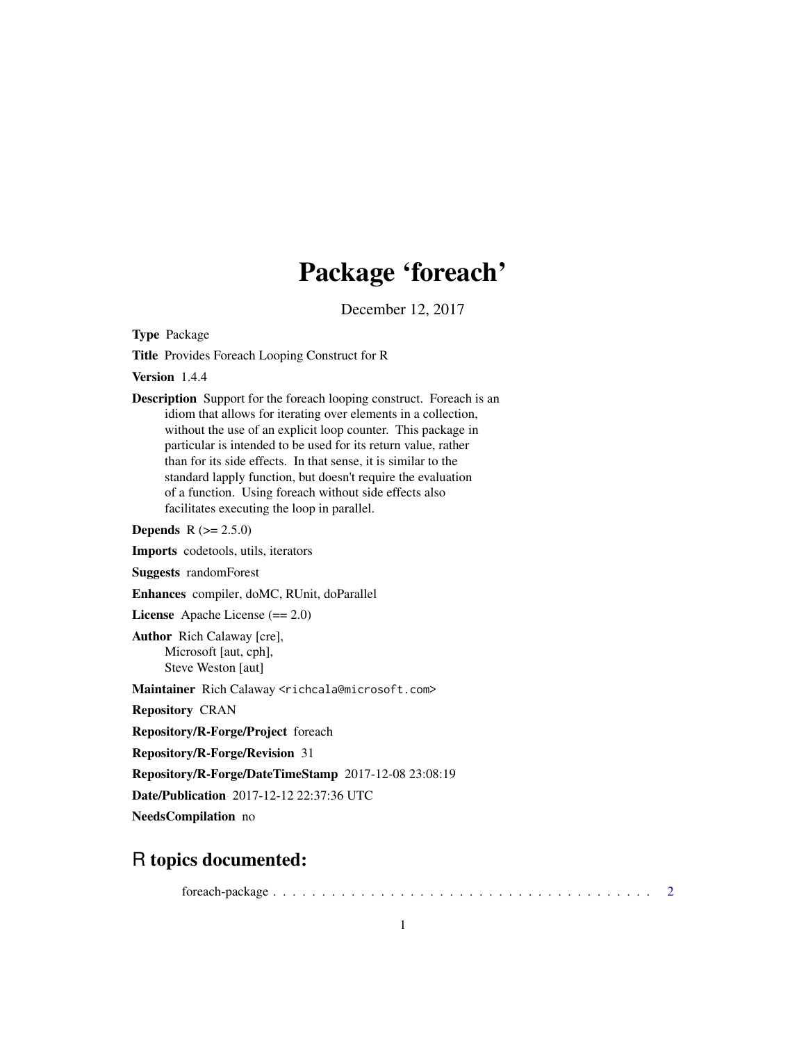# Package 'foreach'

December 12, 2017

**Type** Package

**Title** Provides Foreach Looping Construct for R

**Version** 1.4.4

**Description** Support for the foreach looping construct. Foreach is an idiom that allows for iterating over elements in a collection, without the use of an explicit loop counter. This package in particular is intended to be used for its return value, rather than for its side effects. In that sense, it is similar to the standard lapply function, but doesn't require the evaluation of a function. Using foreach without side effects also facilitates executing the loop in parallel.

**Depends** R (>= 2.5.0)

**Imports** codetools, utils, iterators

**Suggests** randomForest

**Enhances** compiler, doMC, RUnit, doParallel

**License** Apache License (== 2.0)

**Author** Rich Calaway [cre],
Microsoft [aut, cph],
Steve Weston [aut]

**Maintainer** Rich Calaway <richcala@microsoft.com>

**Repository** CRAN

**Repository/R-Forge/Project** foreach

**Repository/R-Forge/Revision** 31

**Repository/R-Forge/DateTimeStamp** 2017-12-08 23:08:19

**Date/Publication** 2017-12-12 22:37:36 UTC

**NeedsCompilation** no

## R topics documented:

foreach-package . . . . . . . . . . . . . . . . . . . . . . . . . . . . . . . . . . . . . . . . 2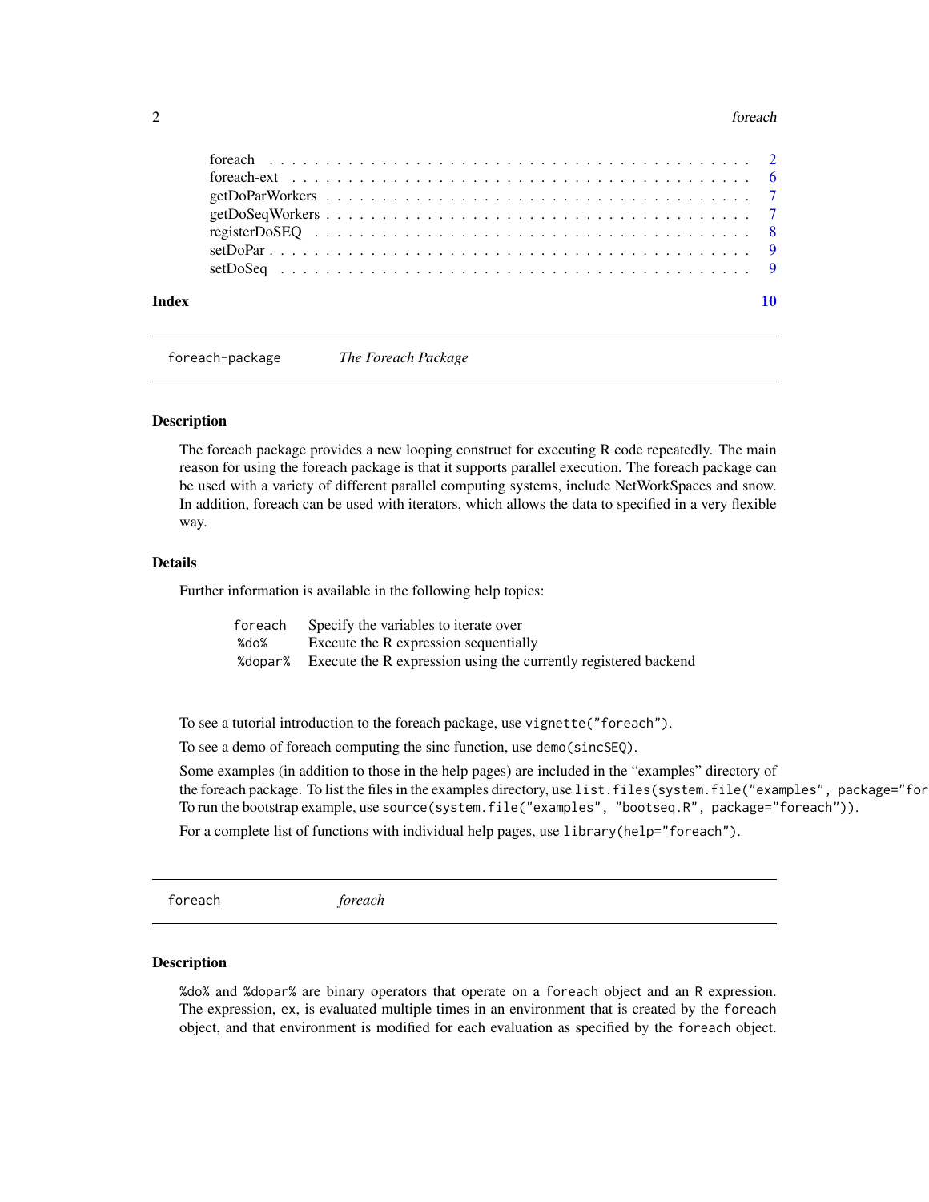| | |
|---|---|
| foreach | 2 |
| foreach-ext | 6 |
| getDoParWorkers | 7 |
| getDoSeqWorkers | 7 |
| registerDoSEQ | 8 |
| setDoPar | 9 |
| setDoSeq | 9 |

**Index** **10**

---

`foreach-package` *The Foreach Package*

---

### Description

The foreach package provides a new looping construct for executing R code repeatedly. The main reason for using the foreach package is that it supports parallel execution. The foreach package can be used with a variety of different parallel computing systems, include NetWorkSpaces and snow. In addition, foreach can be used with iterators, which allows the data to specified in a very flexible way.

### Details

Further information is available in the following help topics:

| | |
|---|---|
| `foreach` | Specify the variables to iterate over |
| `%do%` | Execute the R expression sequentially |
| `%dopar%` | Execute the R expression using the currently registered backend |

To see a tutorial introduction to the foreach package, use `vignette("foreach")`.

To see a demo of foreach computing the sinc function, use `demo(sincSEQ)`.

Some examples (in addition to those in the help pages) are included in the "examples" directory of the foreach package. To list the files in the examples directory, use `list.files(system.file("examples", package="for`
To run the bootstrap example, use `source(system.file("examples", "bootseq.R", package="foreach"))`.

For a complete list of functions with individual help pages, use `library(help="foreach")`.

---

`foreach` *foreach*

---

### Description

`%do%` and `%dopar%` are binary operators that operate on a `foreach` object and an `R` expression. The expression, `ex`, is evaluated multiple times in an environment that is created by the `foreach` object, and that environment is modified for each evaluation as specified by the `foreach` object.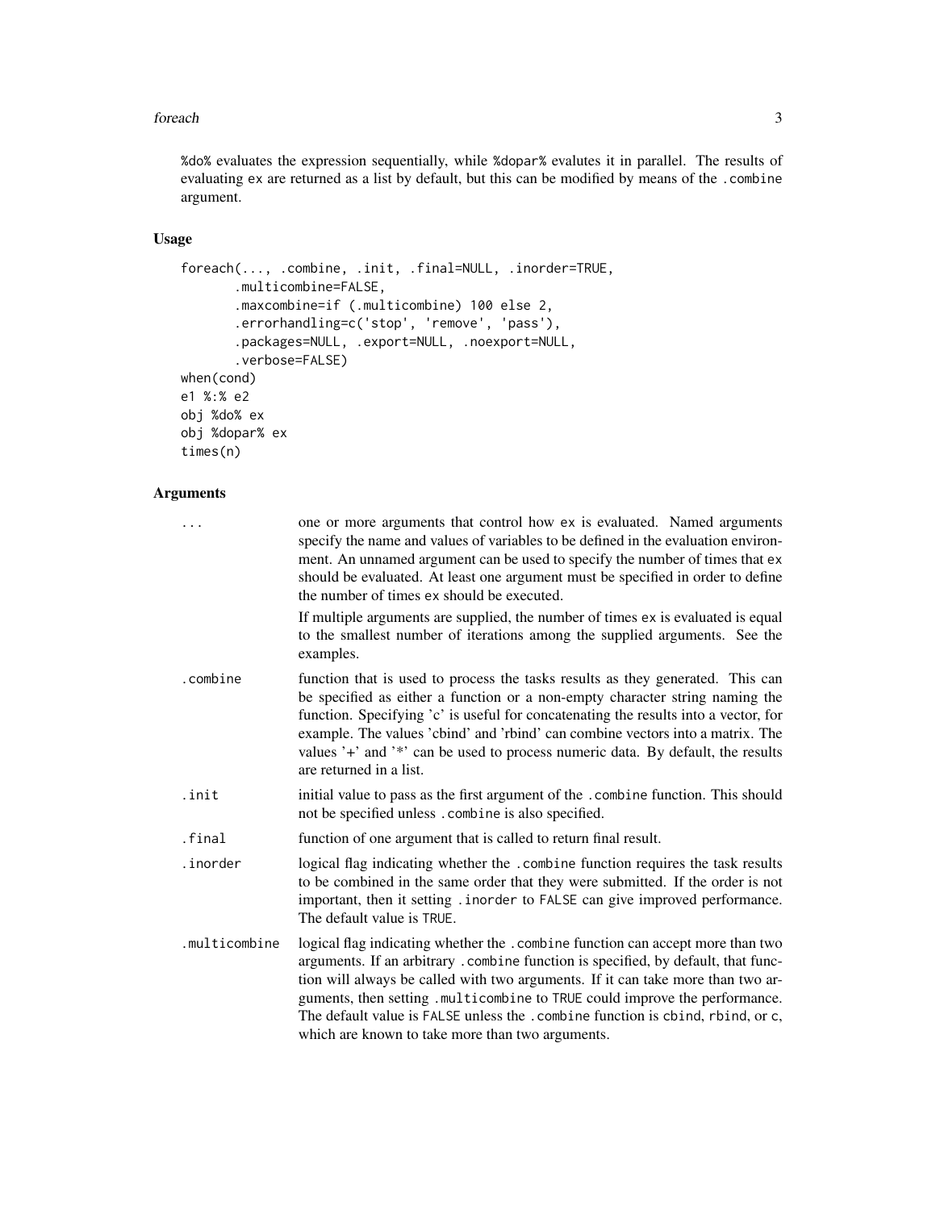%do% evaluates the expression sequentially, while %dopar% evalutes it in parallel. The results of evaluating ex are returned as a list by default, but this can be modified by means of the .combine argument.

### Usage

```
foreach(..., .combine, .init, .final=NULL, .inorder=TRUE,
       .multicombine=FALSE,
       .maxcombine=if (.multicombine) 100 else 2,
       .errorhandling=c('stop', 'remove', 'pass'),
       .packages=NULL, .export=NULL, .noexport=NULL,
       .verbose=FALSE)
when(cond)
e1 %:% e2
obj %do% ex
obj %dopar% ex
times(n)
```

### Arguments

| | |
|---|---|
| `...` | one or more arguments that control how ex is evaluated. Named arguments specify the name and values of variables to be defined in the evaluation environment. An unnamed argument can be used to specify the number of times that ex should be evaluated. At least one argument must be specified in order to define the number of times ex should be executed.<br><br>If multiple arguments are supplied, the number of times ex is evaluated is equal to the smallest number of iterations among the supplied arguments. See the examples. |
| `.combine` | function that is used to process the tasks results as they generated. This can be specified as either a function or a non-empty character string naming the function. Specifying 'c' is useful for concatenating the results into a vector, for example. The values 'cbind' and 'rbind' can combine vectors into a matrix. The values '+' and '*' can be used to process numeric data. By default, the results are returned in a list. |
| `.init` | initial value to pass as the first argument of the .combine function. This should not be specified unless .combine is also specified. |
| `.final` | function of one argument that is called to return final result. |
| `.inorder` | logical flag indicating whether the .combine function requires the task results to be combined in the same order that they were submitted. If the order is not important, then it setting .inorder to FALSE can give improved performance. The default value is TRUE. |
| `.multicombine` | logical flag indicating whether the .combine function can accept more than two arguments. If an arbitrary .combine function is specified, by default, that function will always be called with two arguments. If it can take more than two arguments, then setting .multicombine to TRUE could improve the performance. The default value is FALSE unless the .combine function is cbind, rbind, or c, which are known to take more than two arguments. |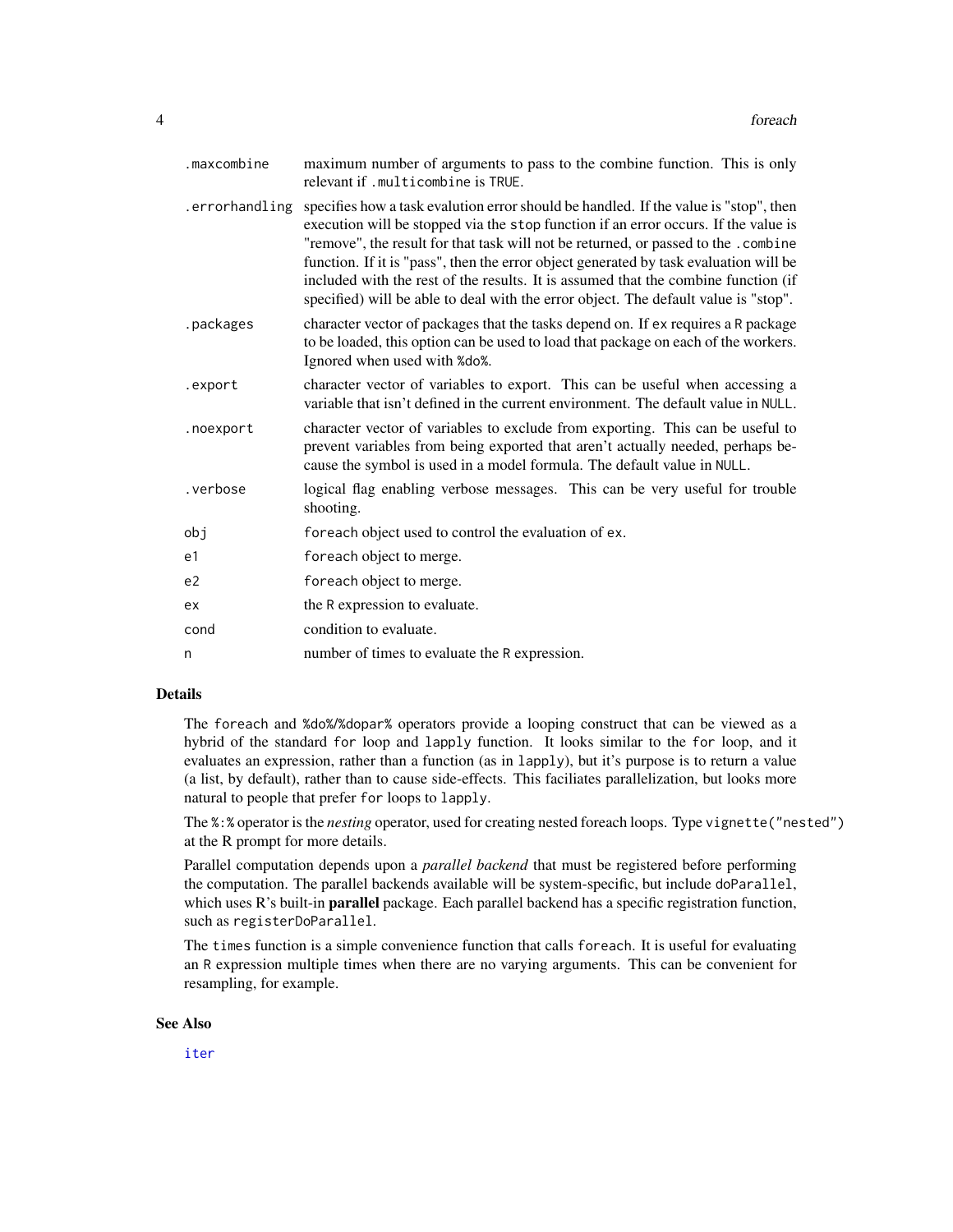| | |
|---|---|
| `.maxcombine` | maximum number of arguments to pass to the combine function. This is only relevant if `.multicombine` is `TRUE`. |
| `.errorhandling` | specifies how a task evalution error should be handled. If the value is "stop", then execution will be stopped via the `stop` function if an error occurs. If the value is "remove", the result for that task will not be returned, or passed to the `.combine` function. If it is "pass", then the error object generated by task evaluation will be included with the rest of the results. It is assumed that the combine function (if specified) will be able to deal with the error object. The default value is "stop". |
| `.packages` | character vector of packages that the tasks depend on. If `ex` requires a R package to be loaded, this option can be used to load that package on each of the workers. Ignored when used with `%do%`. |
| `.export` | character vector of variables to export. This can be useful when accessing a variable that isn't defined in the current environment. The default value in `NULL`. |
| `.noexport` | character vector of variables to exclude from exporting. This can be useful to prevent variables from being exported that aren't actually needed, perhaps because the symbol is used in a model formula. The default value in `NULL`. |
| `.verbose` | logical flag enabling verbose messages. This can be very useful for trouble shooting. |
| `obj` | `foreach` object used to control the evaluation of `ex`. |
| `e1` | `foreach` object to merge. |
| `e2` | `foreach` object to merge. |
| `ex` | the R expression to evaluate. |
| `cond` | condition to evaluate. |
| `n` | number of times to evaluate the R expression. |

## Details

The `foreach` and `%do%`/`%dopar%` operators provide a looping construct that can be viewed as a hybrid of the standard `for` loop and `lapply` function. It looks similar to the `for` loop, and it evaluates an expression, rather than a function (as in `lapply`), but it's purpose is to return a value (a list, by default), rather than to cause side-effects. This faciliates parallelization, but looks more natural to people that prefer `for` loops to `lapply`.

The `%:%` operator is the *nesting* operator, used for creating nested foreach loops. Type `vignette("nested")` at the R prompt for more details.

Parallel computation depends upon a *parallel backend* that must be registered before performing the computation. The parallel backends available will be system-specific, but include `doParallel`, which uses R's built-in **parallel** package. Each parallel backend has a specific registration function, such as `registerDoParallel`.

The `times` function is a simple convenience function that calls `foreach`. It is useful for evaluating an R expression multiple times when there are no varying arguments. This can be convenient for resampling, for example.

## See Also

`iter`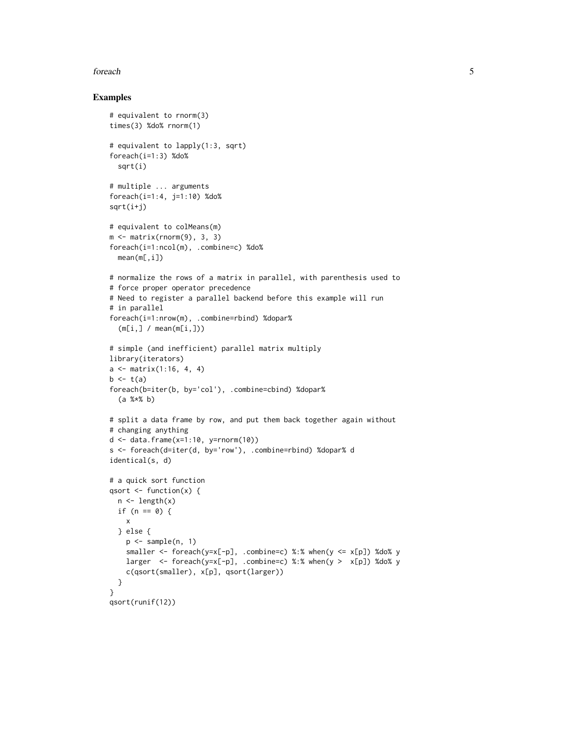## Examples

```
# equivalent to rnorm(3)
times(3) %do% rnorm(1)

# equivalent to lapply(1:3, sqrt)
foreach(i=1:3) %do%
  sqrt(i)

# multiple ... arguments
foreach(i=1:4, j=1:10) %do%
sqrt(i+j)

# equivalent to colMeans(m)
m <- matrix(rnorm(9), 3, 3)
foreach(i=1:ncol(m), .combine=c) %do%
  mean(m[,i])

# normalize the rows of a matrix in parallel, with parenthesis used to
# force proper operator precedence
# Need to register a parallel backend before this example will run
# in parallel
foreach(i=1:nrow(m), .combine=rbind) %dopar%
  (m[i,] / mean(m[i,]))

# simple (and inefficient) parallel matrix multiply
library(iterators)
a <- matrix(1:16, 4, 4)
b <- t(a)
foreach(b=iter(b, by='col'), .combine=cbind) %dopar%
  (a %*% b)

# split a data frame by row, and put them back together again without
# changing anything
d <- data.frame(x=1:10, y=rnorm(10))
s <- foreach(d=iter(d, by='row'), .combine=rbind) %dopar% d
identical(s, d)

# a quick sort function
qsort <- function(x) {
  n <- length(x)
  if (n == 0) {
    x
  } else {
    p <- sample(n, 1)
    smaller <- foreach(y=x[-p], .combine=c) %:% when(y <= x[p]) %do% y
    larger  <- foreach(y=x[-p], .combine=c) %:% when(y >  x[p]) %do% y
    c(qsort(smaller), x[p], qsort(larger))
  }
}
qsort(runif(12))
```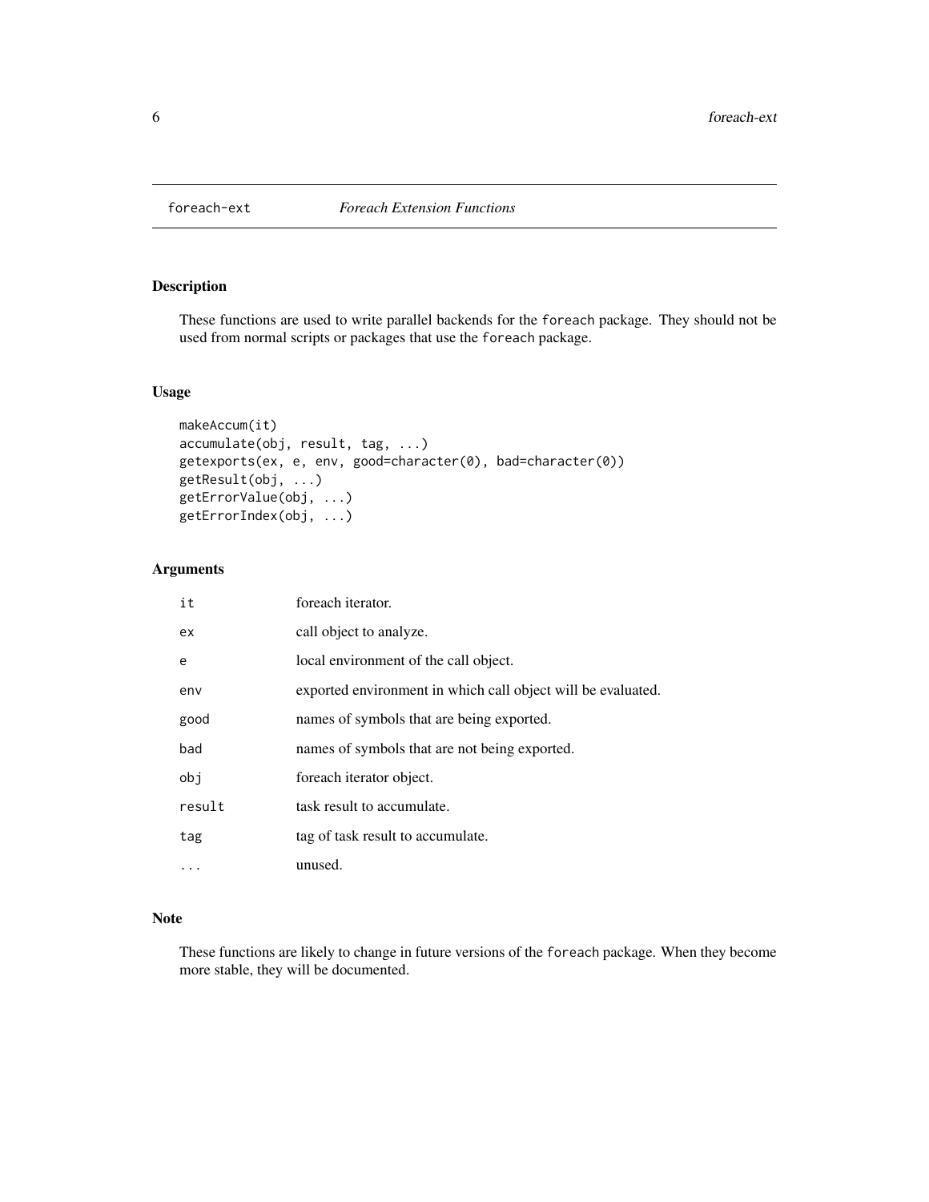# foreach-ext *Foreach Extension Functions*

## Description

These functions are used to write parallel backends for the `foreach` package. They should not be used from normal scripts or packages that use the `foreach` package.

## Usage

```
makeAccum(it)
accumulate(obj, result, tag, ...)
getexports(ex, e, env, good=character(0), bad=character(0))
getResult(obj, ...)
getErrorValue(obj, ...)
getErrorIndex(obj, ...)
```

## Arguments

| | |
|---|---|
| `it` | foreach iterator. |
| `ex` | call object to analyze. |
| `e` | local environment of the call object. |
| `env` | exported environment in which call object will be evaluated. |
| `good` | names of symbols that are being exported. |
| `bad` | names of symbols that are not being exported. |
| `obj` | foreach iterator object. |
| `result` | task result to accumulate. |
| `tag` | tag of task result to accumulate. |
| `...` | unused. |

## Note

These functions are likely to change in future versions of the `foreach` package. When they become more stable, they will be documented.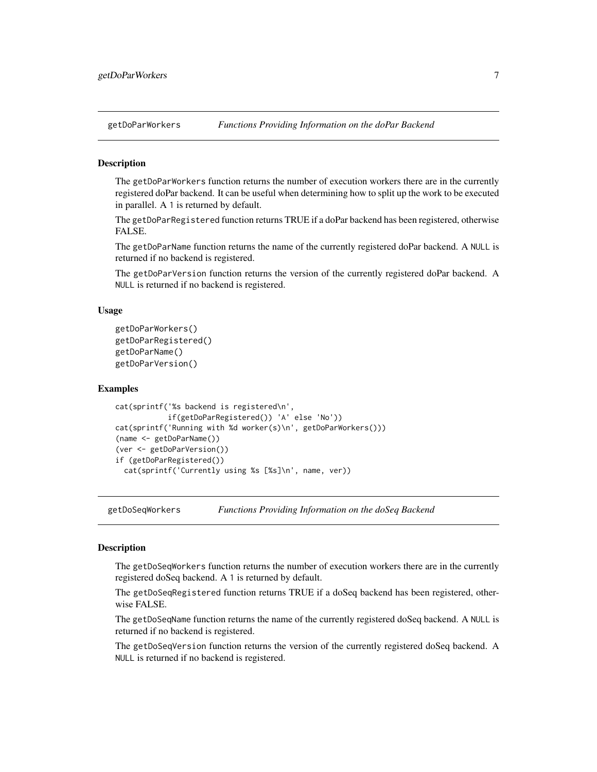## getDoParWorkers *Functions Providing Information on the doPar Backend*

### Description

The `getDoParWorkers` function returns the number of execution workers there are in the currently registered doPar backend. It can be useful when determining how to split up the work to be executed in parallel. A `1` is returned by default.

The `getDoParRegistered` function returns TRUE if a doPar backend has been registered, otherwise FALSE.

The `getDoParName` function returns the name of the currently registered doPar backend. A `NULL` is returned if no backend is registered.

The `getDoParVersion` function returns the version of the currently registered doPar backend. A `NULL` is returned if no backend is registered.

### Usage

```
getDoParWorkers()
getDoParRegistered()
getDoParName()
getDoParVersion()
```

### Examples

```
cat(sprintf('%s backend is registered\n',
            if(getDoParRegistered()) 'A' else 'No'))
cat(sprintf('Running with %d worker(s)\n', getDoParWorkers()))
(name <- getDoParName())
(ver <- getDoParVersion())
if (getDoParRegistered())
  cat(sprintf('Currently using %s [%s]\n', name, ver))
```

## getDoSeqWorkers *Functions Providing Information on the doSeq Backend*

### Description

The `getDoSeqWorkers` function returns the number of execution workers there are in the currently registered doSeq backend. A `1` is returned by default.

The `getDoSeqRegistered` function returns TRUE if a doSeq backend has been registered, otherwise FALSE.

The `getDoSeqName` function returns the name of the currently registered doSeq backend. A `NULL` is returned if no backend is registered.

The `getDoSeqVersion` function returns the version of the currently registered doSeq backend. A `NULL` is returned if no backend is registered.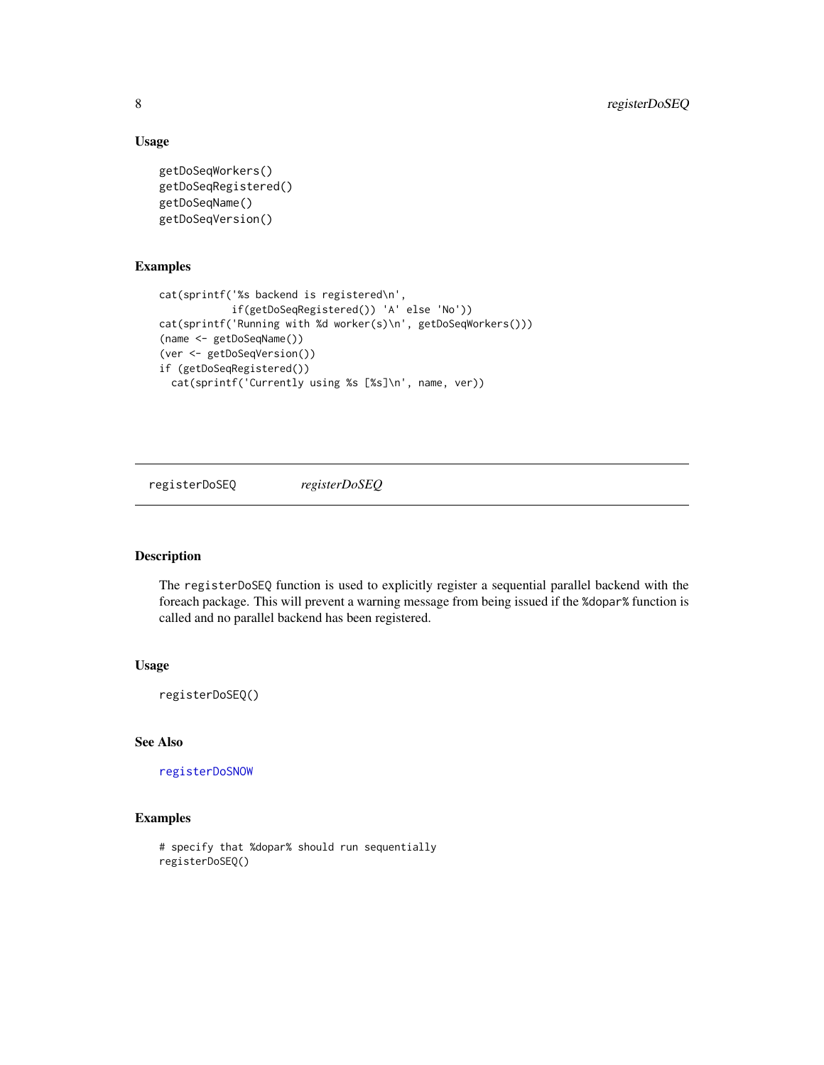### Usage

```
getDoSeqWorkers()
getDoSeqRegistered()
getDoSeqName()
getDoSeqVersion()
```

### Examples

```
cat(sprintf('%s backend is registered\n',
            if(getDoSeqRegistered()) 'A' else 'No'))
cat(sprintf('Running with %d worker(s)\n', getDoSeqWorkers()))
(name <- getDoSeqName())
(ver <- getDoSeqVersion())
if (getDoSeqRegistered())
  cat(sprintf('Currently using %s [%s]\n', name, ver))
```

---

## registerDoSEQ *registerDoSEQ*

---

### Description

The registerDoSEQ function is used to explicitly register a sequential parallel backend with the foreach package. This will prevent a warning message from being issued if the %dopar% function is called and no parallel backend has been registered.

### Usage

```
registerDoSEQ()
```

### See Also

registerDoSNOW

### Examples

```
# specify that %dopar% should run sequentially
registerDoSEQ()
```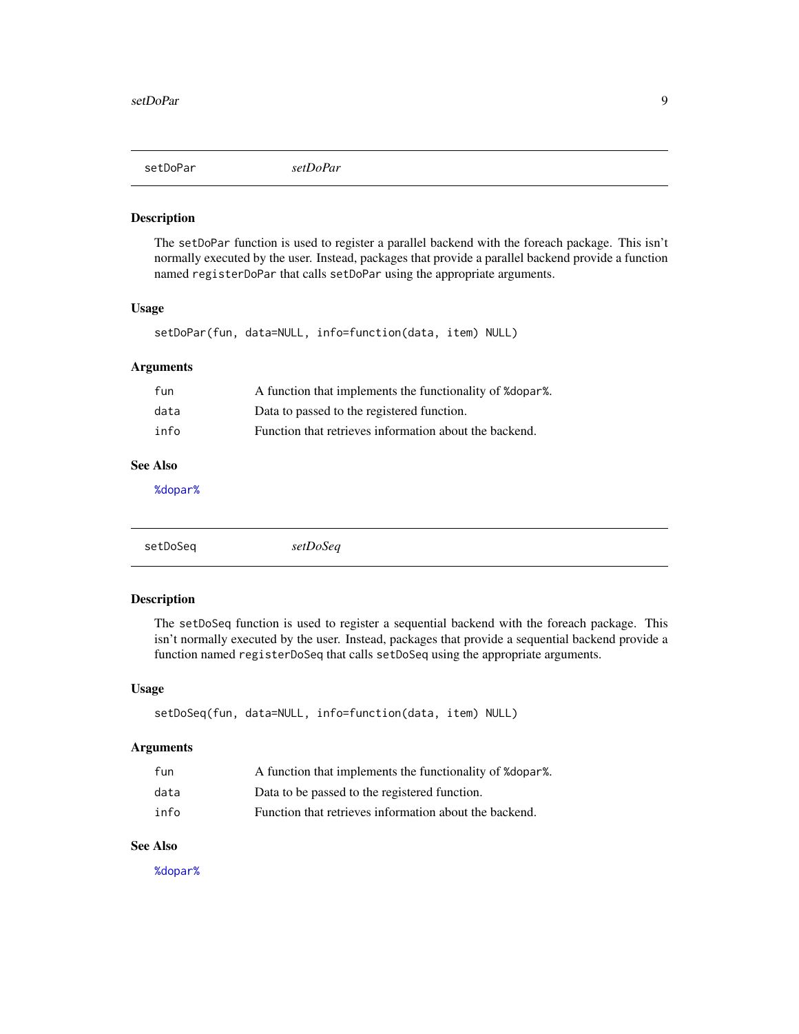## setDoPar    *setDoPar*

### Description

The `setDoPar` function is used to register a parallel backend with the foreach package. This isn't normally executed by the user. Instead, packages that provide a parallel backend provide a function named `registerDoPar` that calls `setDoPar` using the appropriate arguments.

### Usage

```
setDoPar(fun, data=NULL, info=function(data, item) NULL)
```

### Arguments

| | |
|---|---|
| `fun` | A function that implements the functionality of `%dopar%`. |
| `data` | Data to passed to the registered function. |
| `info` | Function that retrieves information about the backend. |

### See Also

`%dopar%`

## setDoSeq    *setDoSeq*

### Description

The `setDoSeq` function is used to register a sequential backend with the foreach package. This isn't normally executed by the user. Instead, packages that provide a sequential backend provide a function named `registerDoSeq` that calls `setDoSeq` using the appropriate arguments.

### Usage

```
setDoSeq(fun, data=NULL, info=function(data, item) NULL)
```

### Arguments

| | |
|---|---|
| `fun` | A function that implements the functionality of `%dopar%`. |
| `data` | Data to be passed to the registered function. |
| `info` | Function that retrieves information about the backend. |

### See Also

`%dopar%`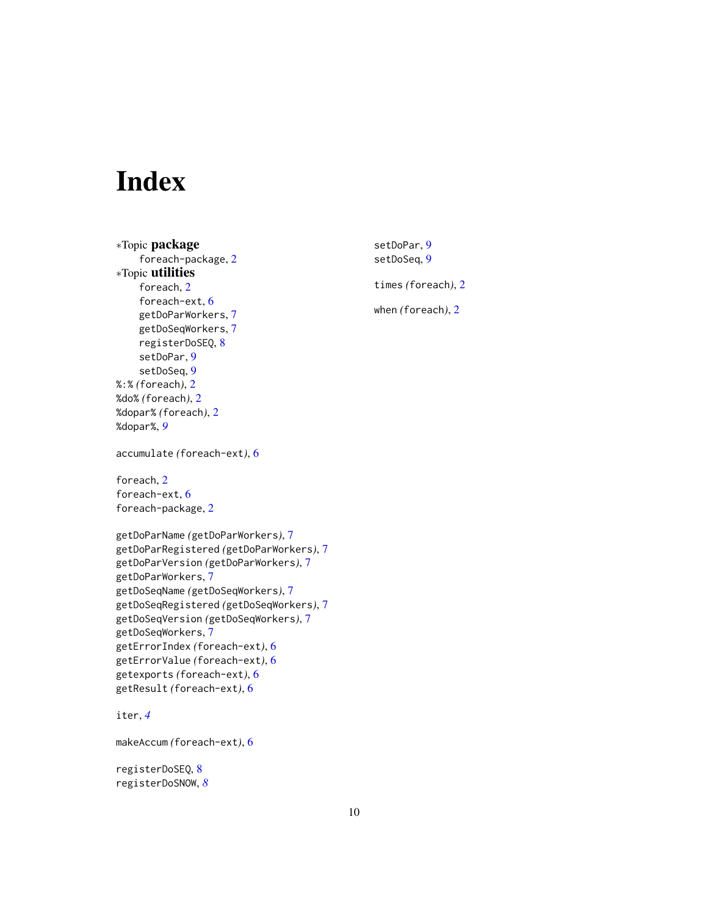# Index

*Topic **package**
  foreach-package, 2
*Topic **utilities**
  foreach, 2
  foreach-ext, 6
  getDoParWorkers, 7
  getDoSeqWorkers, 7
  registerDoSEQ, 8
  setDoPar, 9
  setDoSeq, 9
%:% (foreach), 2
%do% (foreach), 2
%dopar% (foreach), 2
%dopar%, *9*

accumulate (foreach-ext), 6

foreach, 2
foreach-ext, 6
foreach-package, 2

getDoParName (getDoParWorkers), 7
getDoParRegistered (getDoParWorkers), 7
getDoParVersion (getDoParWorkers), 7
getDoParWorkers, 7
getDoSeqName (getDoSeqWorkers), 7
getDoSeqRegistered (getDoSeqWorkers), 7
getDoSeqVersion (getDoSeqWorkers), 7
getDoSeqWorkers, 7
getErrorIndex (foreach-ext), 6
getErrorValue (foreach-ext), 6
getexports (foreach-ext), 6
getResult (foreach-ext), 6

iter, *4*

makeAccum (foreach-ext), 6

registerDoSEQ, 8
registerDoSNOW, *8*

setDoPar, 9
setDoSeq, 9

times (foreach), 2

when (foreach), 2